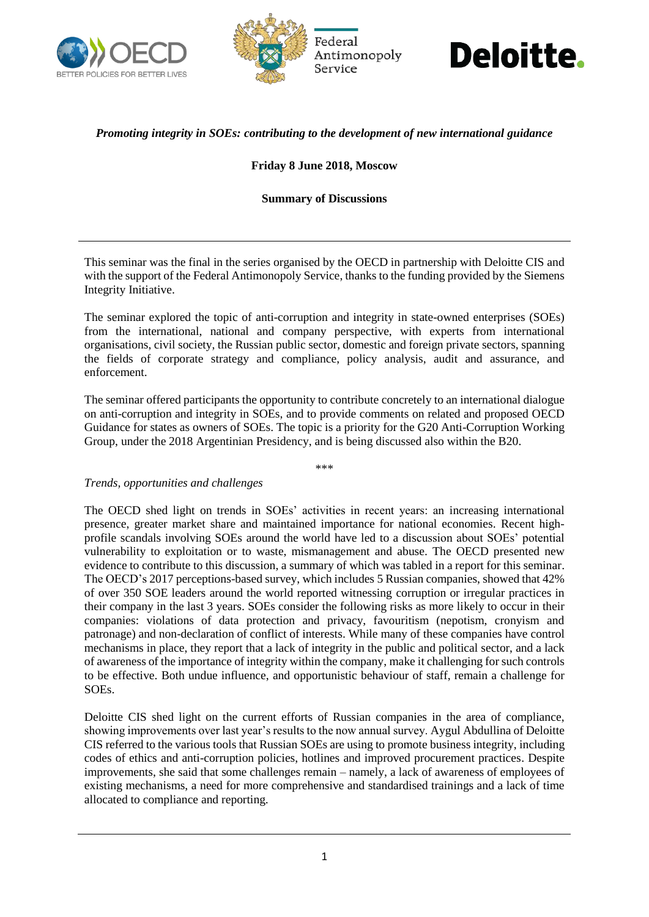*Promoting integrity in SOEs: contributing to the development of new international guidance*

**Friday 8 June 2018, Moscow**

**Summary of Discussions**

---

This seminar was the final in the series organised by the OECD in partnership with Deloitte CIS and with the support of the Federal Antimonopoly Service, thanks to the funding provided by the Siemens Integrity Initiative.

The seminar explored the topic of anti-corruption and integrity in state-owned enterprises (SOEs) from the international, national and company perspective, with experts from international organisations, civil society, the Russian public sector, domestic and foreign private sectors, spanning the fields of corporate strategy and compliance, policy analysis, audit and assurance, and enforcement.

The seminar offered participants the opportunity to contribute concretely to an international dialogue on anti-corruption and integrity in SOEs, and to provide comments on related and proposed OECD Guidance for states as owners of SOEs. The topic is a priority for the G20 Anti-Corruption Working Group, under the 2018 Argentinian Presidency, and is being discussed also within the B20.

\*\*\*

*Trends, opportunities and challenges*

The OECD shed light on trends in SOEs' activities in recent years: an increasing international presence, greater market share and maintained importance for national economies. Recent high-profile scandals involving SOEs around the world have led to a discussion about SOEs' potential vulnerability to exploitation or to waste, mismanagement and abuse. The OECD presented new evidence to contribute to this discussion, a summary of which was tabled in a report for this seminar. The OECD's 2017 perceptions-based survey, which includes 5 Russian companies, showed that 42% of over 350 SOE leaders around the world reported witnessing corruption or irregular practices in their company in the last 3 years. SOEs consider the following risks as more likely to occur in their companies: violations of data protection and privacy, favouritism (nepotism, cronyism and patronage) and non-declaration of conflict of interests. While many of these companies have control mechanisms in place, they report that a lack of integrity in the public and political sector, and a lack of awareness of the importance of integrity within the company, make it challenging for such controls to be effective. Both undue influence, and opportunistic behaviour of staff, remain a challenge for SOEs.

Deloitte CIS shed light on the current efforts of Russian companies in the area of compliance, showing improvements over last year's results to the now annual survey. Aygul Abdullina of Deloitte CIS referred to the various tools that Russian SOEs are using to promote business integrity, including codes of ethics and anti-corruption policies, hotlines and improved procurement practices. Despite improvements, she said that some challenges remain – namely, a lack of awareness of employees of existing mechanisms, a need for more comprehensive and standardised trainings and a lack of time allocated to compliance and reporting.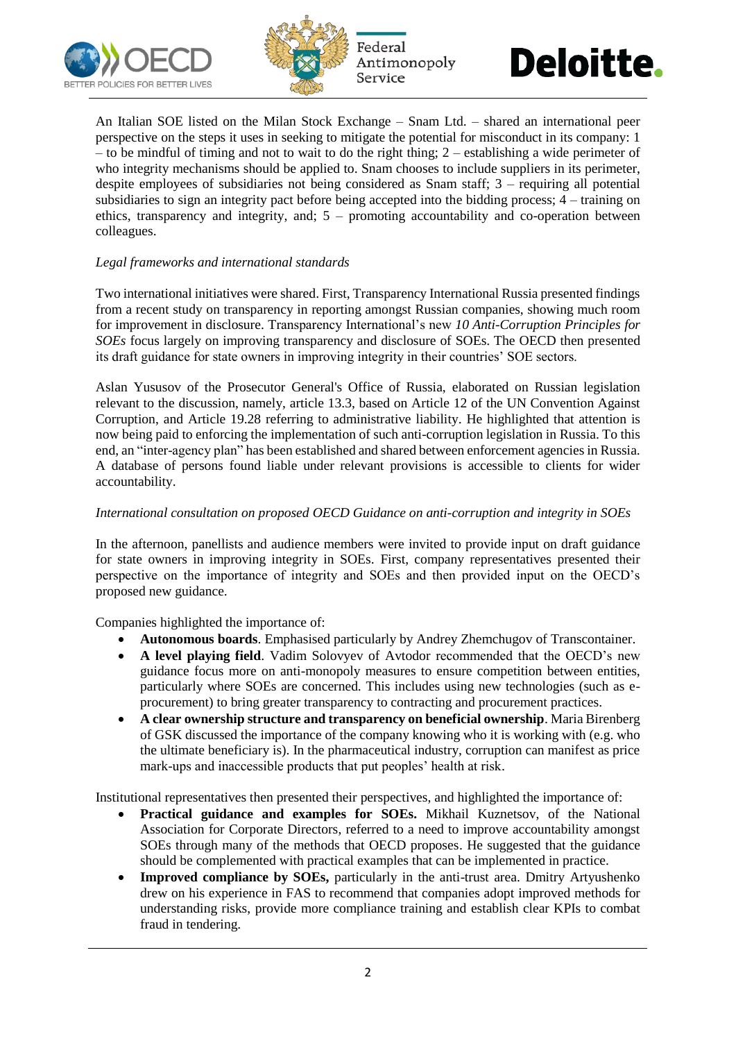An Italian SOE listed on the Milan Stock Exchange – Snam Ltd. – shared an international peer perspective on the steps it uses in seeking to mitigate the potential for misconduct in its company: 1 – to be mindful of timing and not to wait to do the right thing; 2 – establishing a wide perimeter of who integrity mechanisms should be applied to. Snam chooses to include suppliers in its perimeter, despite employees of subsidiaries not being considered as Snam staff; 3 – requiring all potential subsidiaries to sign an integrity pact before being accepted into the bidding process; 4 – training on ethics, transparency and integrity, and; 5 – promoting accountability and co-operation between colleagues.

*Legal frameworks and international standards*

Two international initiatives were shared. First, Transparency International Russia presented findings from a recent study on transparency in reporting amongst Russian companies, showing much room for improvement in disclosure. Transparency International's new *10 Anti-Corruption Principles for SOEs* focus largely on improving transparency and disclosure of SOEs. The OECD then presented its draft guidance for state owners in improving integrity in their countries' SOE sectors.

Aslan Yususov of the Prosecutor General's Office of Russia, elaborated on Russian legislation relevant to the discussion, namely, article 13.3, based on Article 12 of the UN Convention Against Corruption, and Article 19.28 referring to administrative liability. He highlighted that attention is now being paid to enforcing the implementation of such anti-corruption legislation in Russia. To this end, an "inter-agency plan" has been established and shared between enforcement agencies in Russia. A database of persons found liable under relevant provisions is accessible to clients for wider accountability.

*International consultation on proposed OECD Guidance on anti-corruption and integrity in SOEs*

In the afternoon, panellists and audience members were invited to provide input on draft guidance for state owners in improving integrity in SOEs. First, company representatives presented their perspective on the importance of integrity and SOEs and then provided input on the OECD's proposed new guidance.

Companies highlighted the importance of:

- **Autonomous boards**. Emphasised particularly by Andrey Zhemchugov of Transcontainer.
- **A level playing field**. Vadim Solovyev of Avtodor recommended that the OECD's new guidance focus more on anti-monopoly measures to ensure competition between entities, particularly where SOEs are concerned. This includes using new technologies (such as e-procurement) to bring greater transparency to contracting and procurement practices.
- **A clear ownership structure and transparency on beneficial ownership**. Maria Birenberg of GSK discussed the importance of the company knowing who it is working with (e.g. who the ultimate beneficiary is). In the pharmaceutical industry, corruption can manifest as price mark-ups and inaccessible products that put peoples' health at risk.

Institutional representatives then presented their perspectives, and highlighted the importance of:

- **Practical guidance and examples for SOEs.** Mikhail Kuznetsov, of the National Association for Corporate Directors, referred to a need to improve accountability amongst SOEs through many of the methods that OECD proposes. He suggested that the guidance should be complemented with practical examples that can be implemented in practice.
- **Improved compliance by SOEs,** particularly in the anti-trust area. Dmitry Artyushenko drew on his experience in FAS to recommend that companies adopt improved methods for understanding risks, provide more compliance training and establish clear KPIs to combat fraud in tendering.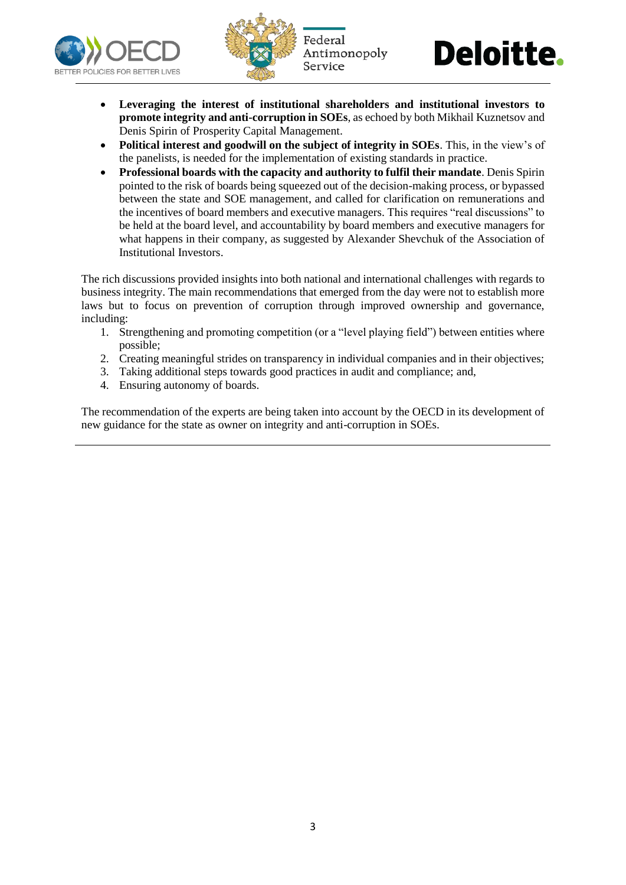- **Leveraging the interest of institutional shareholders and institutional investors to promote integrity and anti-corruption in SOEs**, as echoed by both Mikhail Kuznetsov and Denis Spirin of Prosperity Capital Management.
- **Political interest and goodwill on the subject of integrity in SOEs**. This, in the view's of the panelists, is needed for the implementation of existing standards in practice.
- **Professional boards with the capacity and authority to fulfil their mandate**. Denis Spirin pointed to the risk of boards being squeezed out of the decision-making process, or bypassed between the state and SOE management, and called for clarification on remunerations and the incentives of board members and executive managers. This requires "real discussions" to be held at the board level, and accountability by board members and executive managers for what happens in their company, as suggested by Alexander Shevchuk of the Association of Institutional Investors.

The rich discussions provided insights into both national and international challenges with regards to business integrity. The main recommendations that emerged from the day were not to establish more laws but to focus on prevention of corruption through improved ownership and governance, including:

1. Strengthening and promoting competition (or a "level playing field") between entities where possible;
2. Creating meaningful strides on transparency in individual companies and in their objectives;
3. Taking additional steps towards good practices in audit and compliance; and,
4. Ensuring autonomy of boards.

The recommendation of the experts are being taken into account by the OECD in its development of new guidance for the state as owner on integrity and anti-corruption in SOEs.